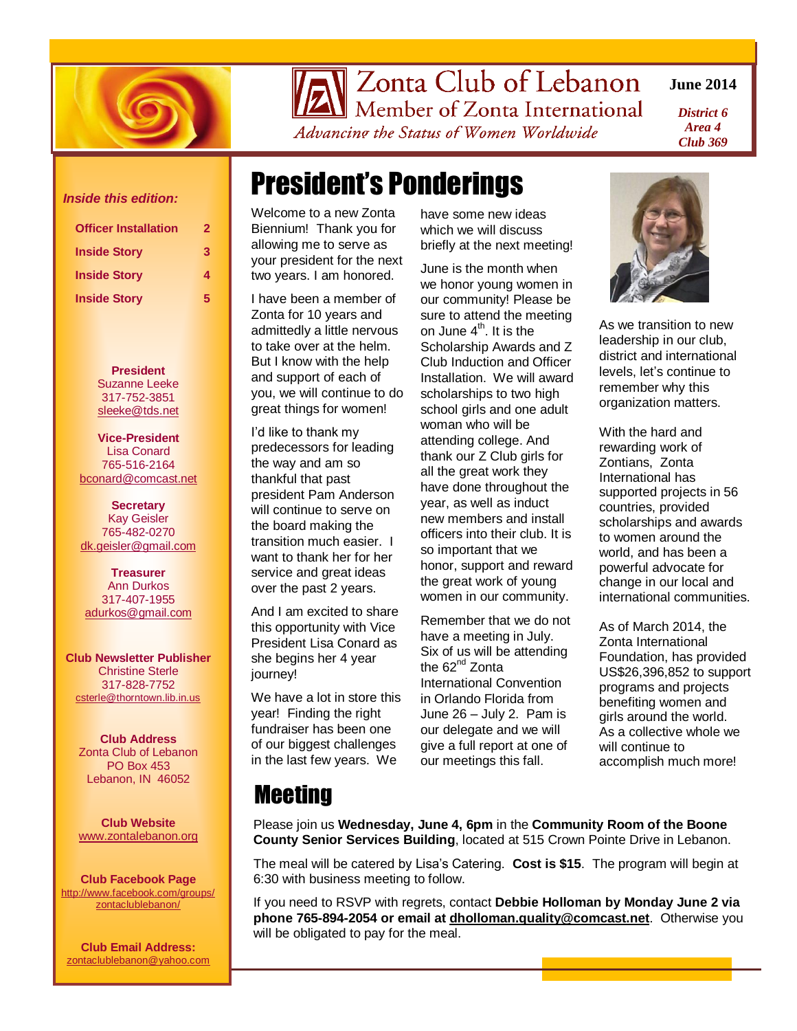# Zonta Club of Lebanon

Member of Zonta International

*Advancing the Status of Women Worldwide*

**June 2014**

*District 6*
*Area 4*
*Club 369*

*Inside this edition:*

| | |
|---|---|
| Officer Installation | 2 |
| Inside Story | 3 |
| Inside Story | 4 |
| Inside Story | 5 |

**President**
Suzanne Leeke
317-752-3851
sleeke@tds.net

**Vice-President**
Lisa Conard
765-516-2164
bconard@comcast.net

**Secretary**
Kay Geisler
765-482-0270
dk.geisler@gmail.com

**Treasurer**
Ann Durkos
317-407-1955
adurkos@gmail.com

**Club Newsletter Publisher**
Christine Sterle
317-828-7752
csterle@thorntown.lib.in.us

**Club Address**
Zonta Club of Lebanon
PO Box 453
Lebanon, IN 46052

**Club Website**
www.zontalebanon.org

**Club Facebook Page**
http://www.facebook.com/groups/zontaclublebanon/

**Club Email Address:**
zontaclublebanon@yahoo.com

## President's Ponderings

Welcome to a new Zonta Biennium! Thank you for allowing me to serve as your president for the next two years. I am honored.

I have been a member of Zonta for 10 years and admittedly a little nervous to take over at the helm. But I know with the help and support of each of you, we will continue to do great things for women!

I'd like to thank my predecessors for leading the way and am so thankful that past president Pam Anderson will continue to serve on the board making the transition much easier. I want to thank her for her service and great ideas over the past 2 years.

And I am excited to share this opportunity with Vice President Lisa Conard as she begins her 4 year journey!

We have a lot in store this year! Finding the right fundraiser has been one of our biggest challenges in the last few years. We have some new ideas which we will discuss briefly at the next meeting!

June is the month when we honor young women in our community! Please be sure to attend the meeting on June 4th. It is the Scholarship Awards and Z Club Induction and Officer Installation. We will award scholarships to two high school girls and one adult woman who will be attending college. And thank our Z Club girls for all the great work they have done throughout the year, as well as induct new members and install officers into their club. It is so important that we honor, support and reward the great work of young women in our community.

Remember that we do not have a meeting in July. Six of us will be attending the 62nd Zonta International Convention in Orlando Florida from June 26 – July 2. Pam is our delegate and we will give a full report at one of our meetings this fall.

As we transition to new leadership in our club, district and international levels, let's continue to remember why this organization matters.

With the hard and rewarding work of Zontians, Zonta International has supported projects in 56 countries, provided scholarships and awards to women around the world, and has been a powerful advocate for change in our local and international communities.

As of March 2014, the Zonta International Foundation, has provided US$26,396,852 to support programs and projects benefiting women and girls around the world. As a collective whole we will continue to accomplish much more!

## Meeting

Please join us **Wednesday, June 4, 6pm** in the **Community Room of the Boone County Senior Services Building**, located at 515 Crown Pointe Drive in Lebanon.

The meal will be catered by Lisa's Catering. **Cost is $15**. The program will begin at 6:30 with business meeting to follow.

If you need to RSVP with regrets, contact **Debbie Holloman by Monday June 2 via phone 765-894-2054 or email at dholloman.quality@comcast.net**. Otherwise you will be obligated to pay for the meal.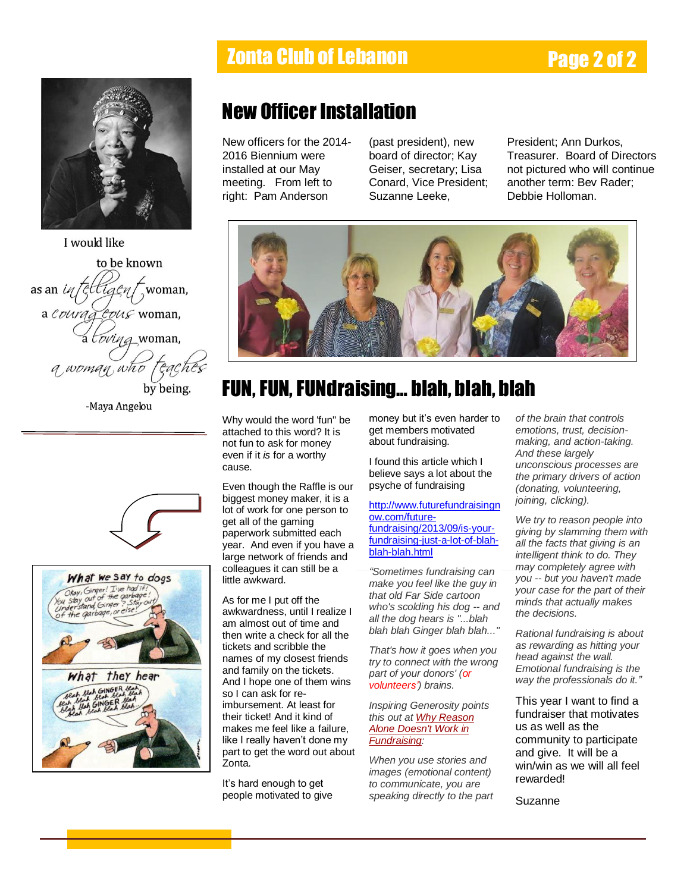I would like
to be known
as an *intelligent* woman,
a *courageous* woman,
a *loving* woman,
*a woman who teaches*
by being.

-Maya Angelou

What we say to dogs

Okay, Ginger! I've had it! You stay out of the garbage! Understand, Ginger? Stay out of the garbage, or else!

What they hear

blah blah GINGER blah blah blah blah blah blah blah GINGER blah blah blah blah blah blah...

# New Officer Installation

New officers for the 2014-2016 Biennium were installed at our May meeting. From left to right: Pam Anderson (past president), new board of director; Kay Geiser, secretary; Lisa Conard, Vice President; Suzanne Leeke, President; Ann Durkos, Treasurer. Board of Directors not pictured who will continue another term: Bev Rader; Debbie Holloman.

# FUN, FUN, FUNdraising… blah, blah, blah

Why would the word 'fun" be attached to this word? It is not fun to ask for money even if it *is* for a worthy cause.

Even though the Raffle is our biggest money maker, it is a lot of work for one person to get all of the gaming paperwork submitted each year. And even if you have a large network of friends and colleagues it can still be a little awkward.

As for me I put off the awkwardness, until I realize I am almost out of time and then write a check for all the tickets and scribble the names of my closest friends and family on the tickets. And I hope one of them wins so I can ask for re-imbursement. At least for their ticket! And it kind of makes me feel like a failure, like I really haven't done my part to get the word out about Zonta.

It's hard enough to get people motivated to give money but it's even harder to get members motivated about fundraising.

I found this article which I believe says a lot about the psyche of fundraising

http://www.futurefundraisingnow.com/future-fundraising/2013/09/is-your-fundraising-just-a-lot-of-blah-blah-blah.html

*"Sometimes fundraising can make you feel like the guy in that old Far Side cartoon who's scolding his dog -- and all the dog hears is "...blah blah blah Ginger blah blah..."*

*That's how it goes when you try to connect with the wrong part of your donors' (or volunteers') brains.*

*Inspiring Generosity points this out at Why Reason Alone Doesn't Work in Fundraising:*

*When you use stories and images (emotional content) to communicate, you are speaking directly to the part of the brain that controls emotions, trust, decision-making, and action-taking. And these largely unconscious processes are the primary drivers of action (donating, volunteering, joining, clicking).*

*We try to reason people into giving by slamming them with all the facts that giving is an intelligent think to do. They may completely agree with you -- but you haven't made your case for the part of their minds that actually makes the decisions.*

*Rational fundraising is about as rewarding as hitting your head against the wall. Emotional fundraising is the way the professionals do it."*

This year I want to find a fundraiser that motivates us as well as the community to participate and give. It will be a win/win as we will all feel rewarded!

Suzanne